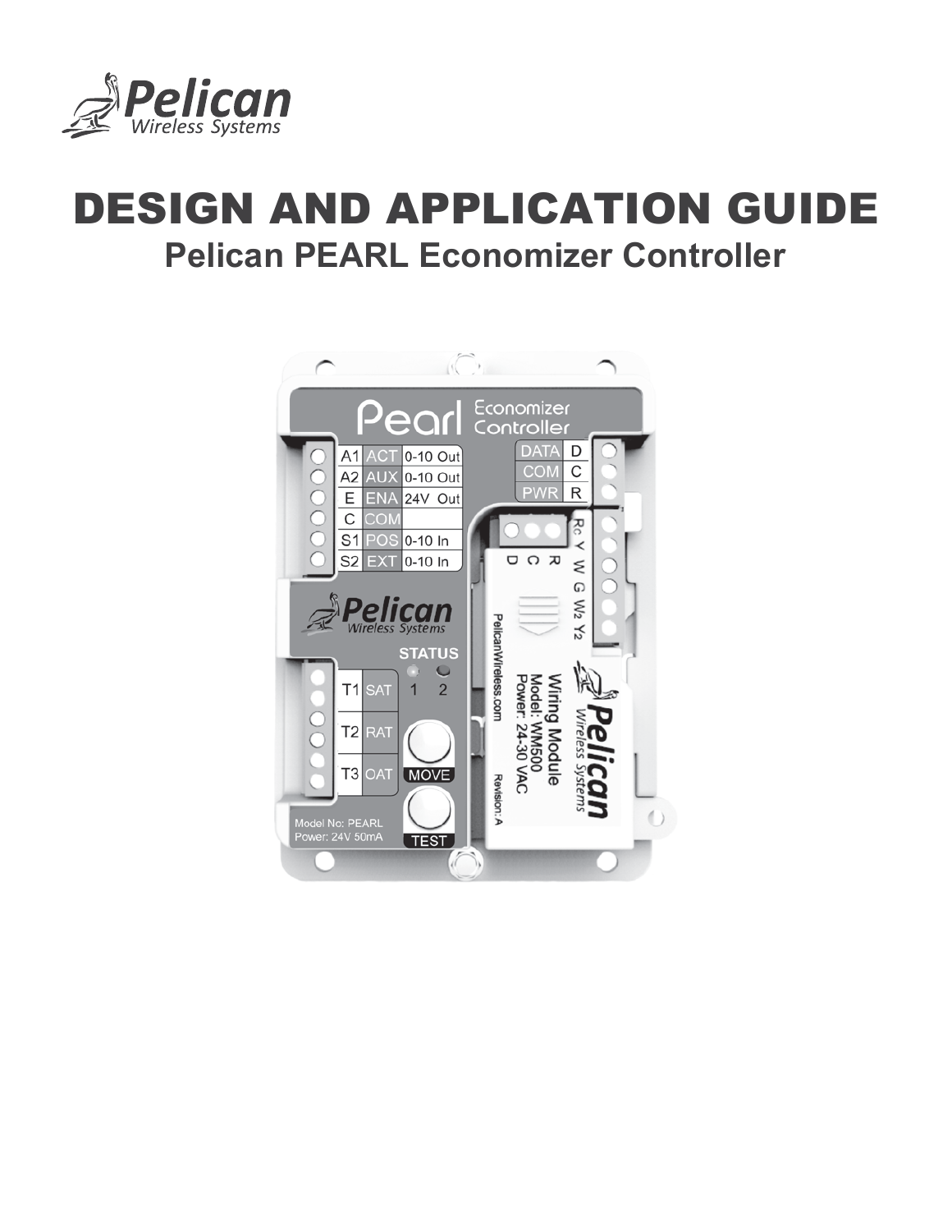Pelican Wireless Systems

# DESIGN AND APPLICATION GUIDE

## Pelican PEARL Economizer Controller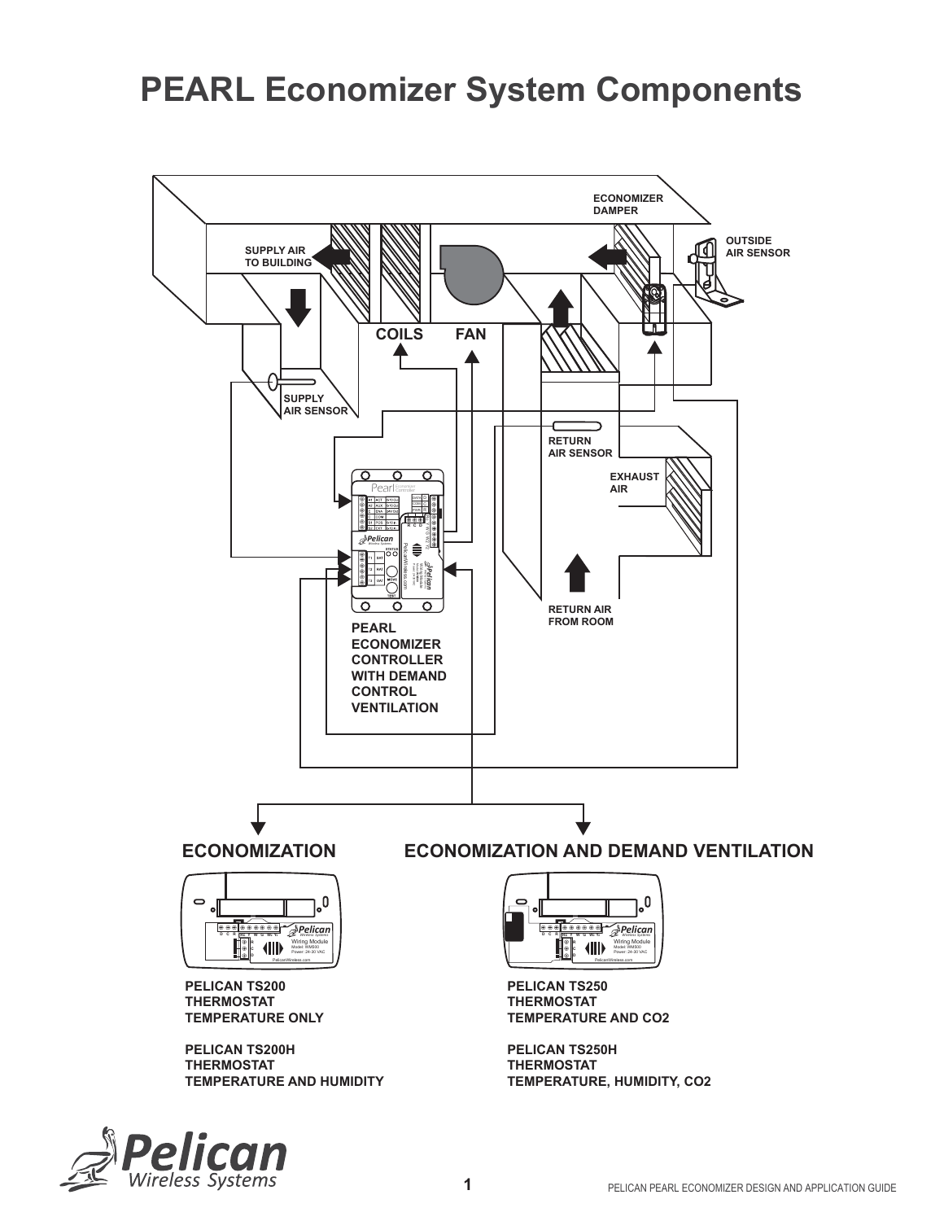# PEARL Economizer System Components

ECONOMIZER DAMPER

SUPPLY AIR TO BUILDING

OUTSIDE AIR SENSOR

COILS

FAN

SUPPLY AIR SENSOR

RETURN AIR SENSOR

EXHAUST AIR

RETURN AIR FROM ROOM

PEARL ECONOMIZER CONTROLLER WITH DEMAND CONTROL VENTILATION

## ECONOMIZATION

**PELICAN TS200 THERMOSTAT TEMPERATURE ONLY**

**PELICAN TS200H THERMOSTAT TEMPERATURE AND HUMIDITY**

## ECONOMIZATION AND DEMAND VENTILATION

**PELICAN TS250 THERMOSTAT TEMPERATURE AND CO2**

**PELICAN TS250H THERMOSTAT TEMPERATURE, HUMIDITY, CO2**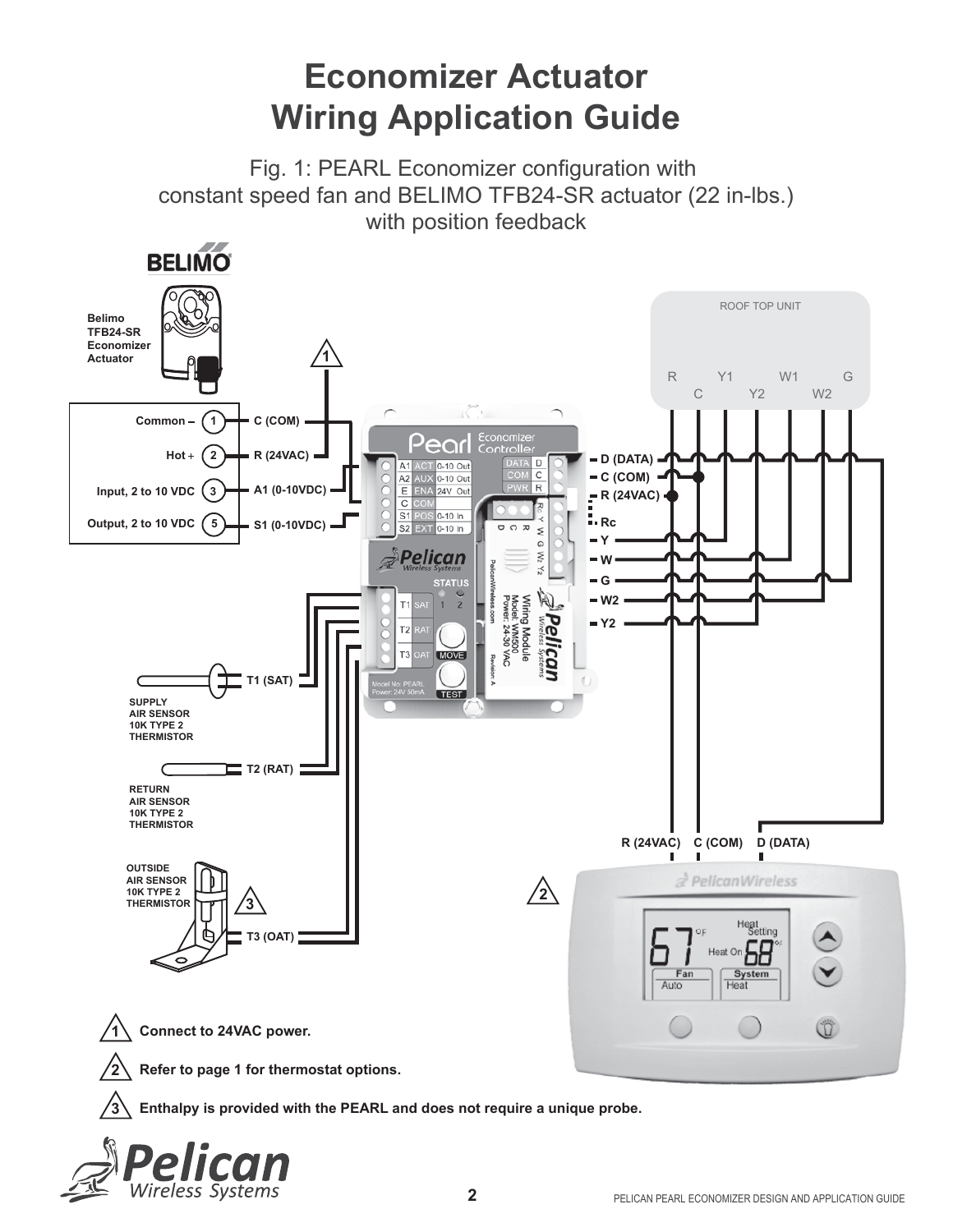# Economizer Actuator Wiring Application Guide

Fig. 1: PEARL Economizer configuration with constant speed fan and BELIMO TFB24-SR actuator (22 in-lbs.) with position feedback

BELIMO

Belimo TFB24-SR Economizer Actuator

| Terminal | | Connection |
|---|---|---|
| Common – | 1 | C (COM) |
| Hot + | 2 | R (24VAC) |
| Input, 2 to 10 VDC | 3 | A1 (0-10VDC) |
| Output, 2 to 10 VDC | 5 | S1 (0-10VDC) |

ROOF TOP UNIT: R, C, Y1, Y2, W1, W2, G

Pearl Economizer Controller

- A1 ACT 0-10 Out
- A2 AUX 0-10 Out
- E ENA 24V Out
- C COM
- S1 POS 0-10 In
- S2 EXT 0-10 In
- DATA D
- COM C
- PWR R
- T1 SAT
- T2 RAT
- T3 OAT
- STATUS 1 2
- MOVE
- TEST
- Model No. PEARL Power: 24V 50mA

Wiring Module Model: WM500 Power: 24-30 VAC (PelicanWireless.com, Revision A): Rc, Y, W, G, W2, Y2, R, C, D

Controller connections: D (DATA), C (COM), R (24VAC), Rc, Y, W, G, W2, Y2

SUPPLY AIR SENSOR 10K TYPE 2 THERMISTOR — T1 (SAT)

RETURN AIR SENSOR 10K TYPE 2 THERMISTOR — T2 (RAT)

OUTSIDE AIR SENSOR 10K TYPE 2 THERMISTOR — T3 (OAT)

Thermostat: R (24VAC), C (COM), D (DATA)

1. Connect to 24VAC power.
2. Refer to page 1 for thermostat options.
3. Enthalpy is provided with the PEARL and does not require a unique probe.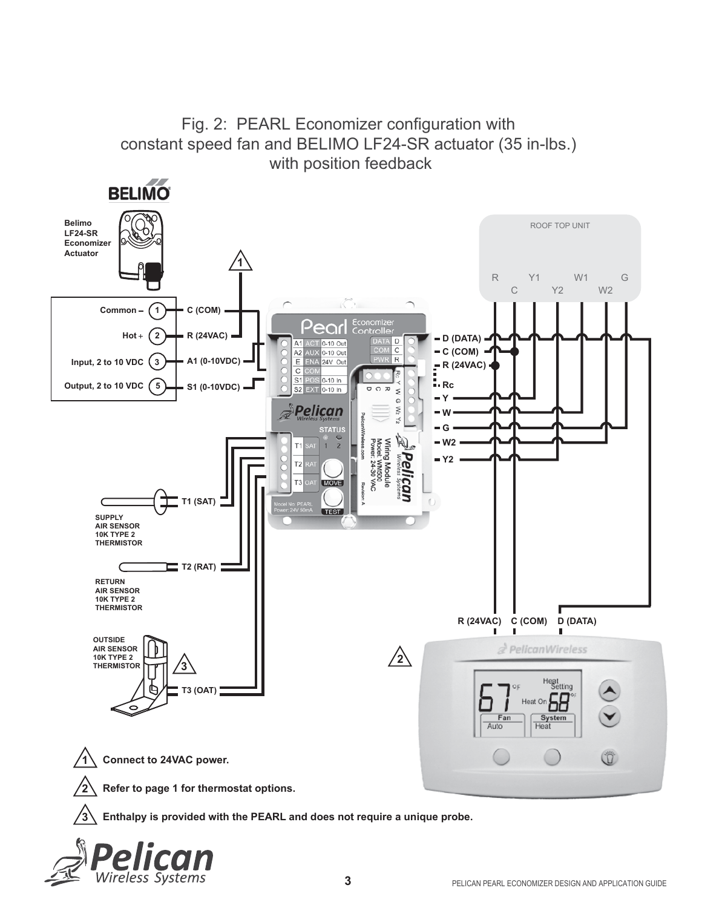# Fig. 2: PEARL Economizer configuration with constant speed fan and BELIMO LF24-SR actuator (35 in-lbs.) with position feedback

1. Connect to 24VAC power.
2. Refer to page 1 for thermostat options.
3. Enthalpy is provided with the PEARL and does not require a unique probe.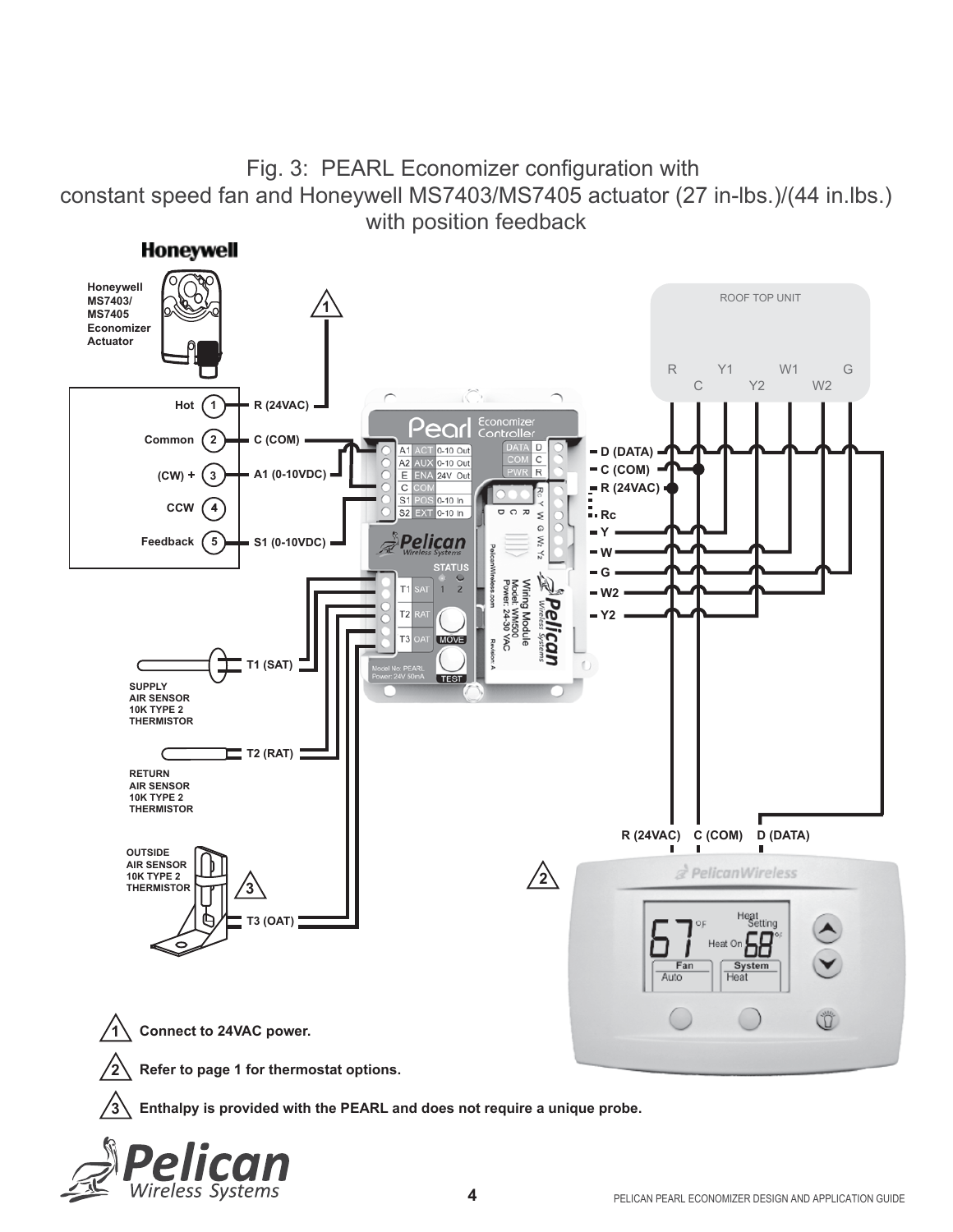Fig. 3: PEARL Economizer configuration with constant speed fan and Honeywell MS7403/MS7405 actuator (27 in-lbs.)/(44 in.lbs.) with position feedback

Honeywell MS7403/ MS7405 Economizer Actuator

| Terminal | Name | Connection |
|---|---|---|
| 1 | Hot | R (24VAC) |
| 2 | Common | C (COM) |
| 3 | (CW) + | A1 (0-10VDC) |
| 4 | CCW | |
| 5 | Feedback | S1 (0-10VDC) |

T1 (SAT) — SUPPLY AIR SENSOR 10K TYPE 2 THERMISTOR

T2 (RAT) — RETURN AIR SENSOR 10K TYPE 2 THERMISTOR

T3 (OAT) — OUTSIDE AIR SENSOR 10K TYPE 2 THERMISTOR

ROOF TOP UNIT: R, C, Y1, Y2, W1, W2, G

Wiring Module: D (DATA), C (COM), R (24VAC), Rc, Y, W, G, W2, Y2

Thermostat: R (24VAC), C (COM), D (DATA)

1. Connect to 24VAC power.
2. Refer to page 1 for thermostat options.
3. Enthalpy is provided with the PEARL and does not require a unique probe.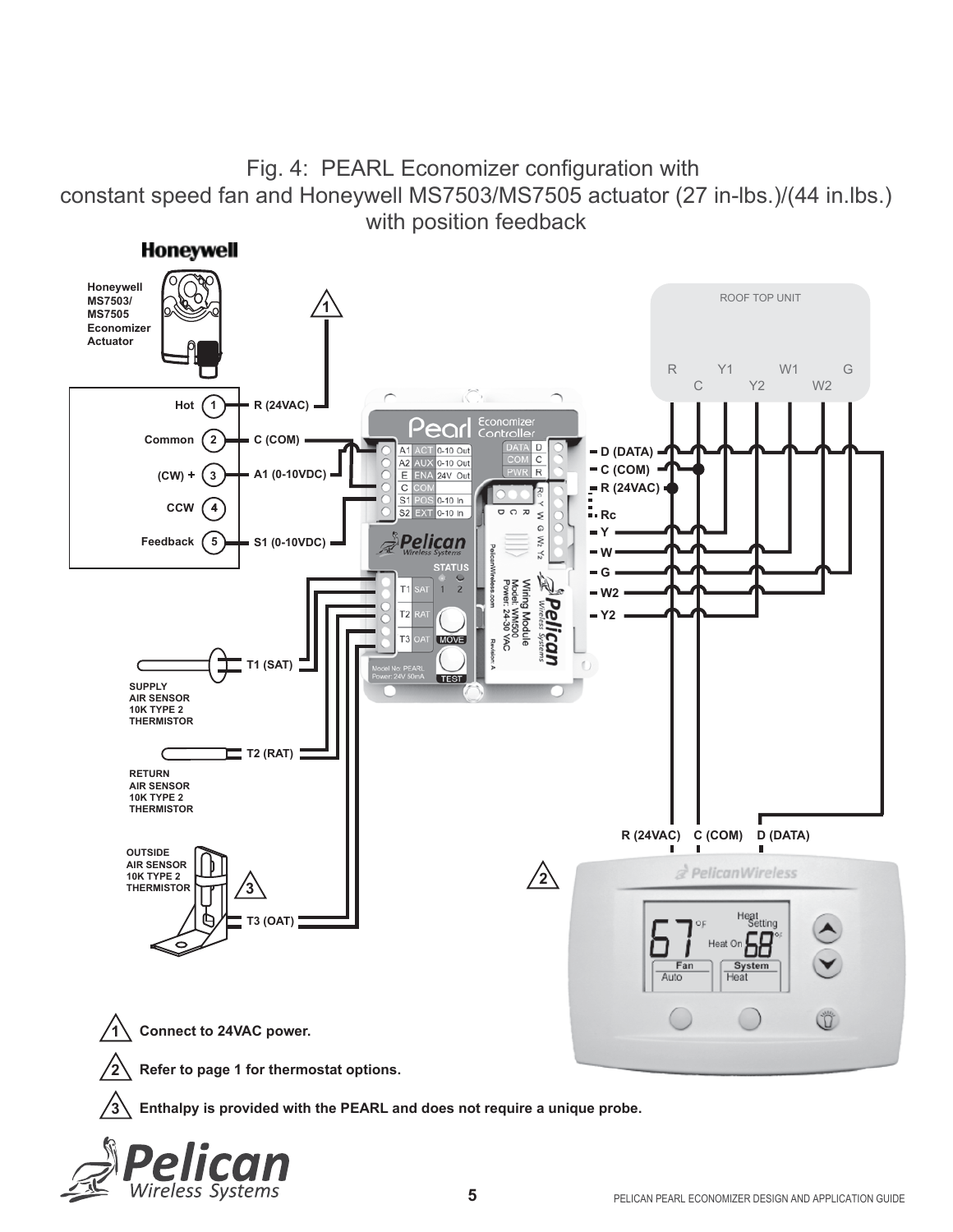Fig. 4: PEARL Economizer configuration with constant speed fan and Honeywell MS7503/MS7505 actuator (27 in-lbs.)/(44 in.lbs.) with position feedback

1. Connect to 24VAC power.
2. Refer to page 1 for thermostat options.
3. Enthalpy is provided with the PEARL and does not require a unique probe.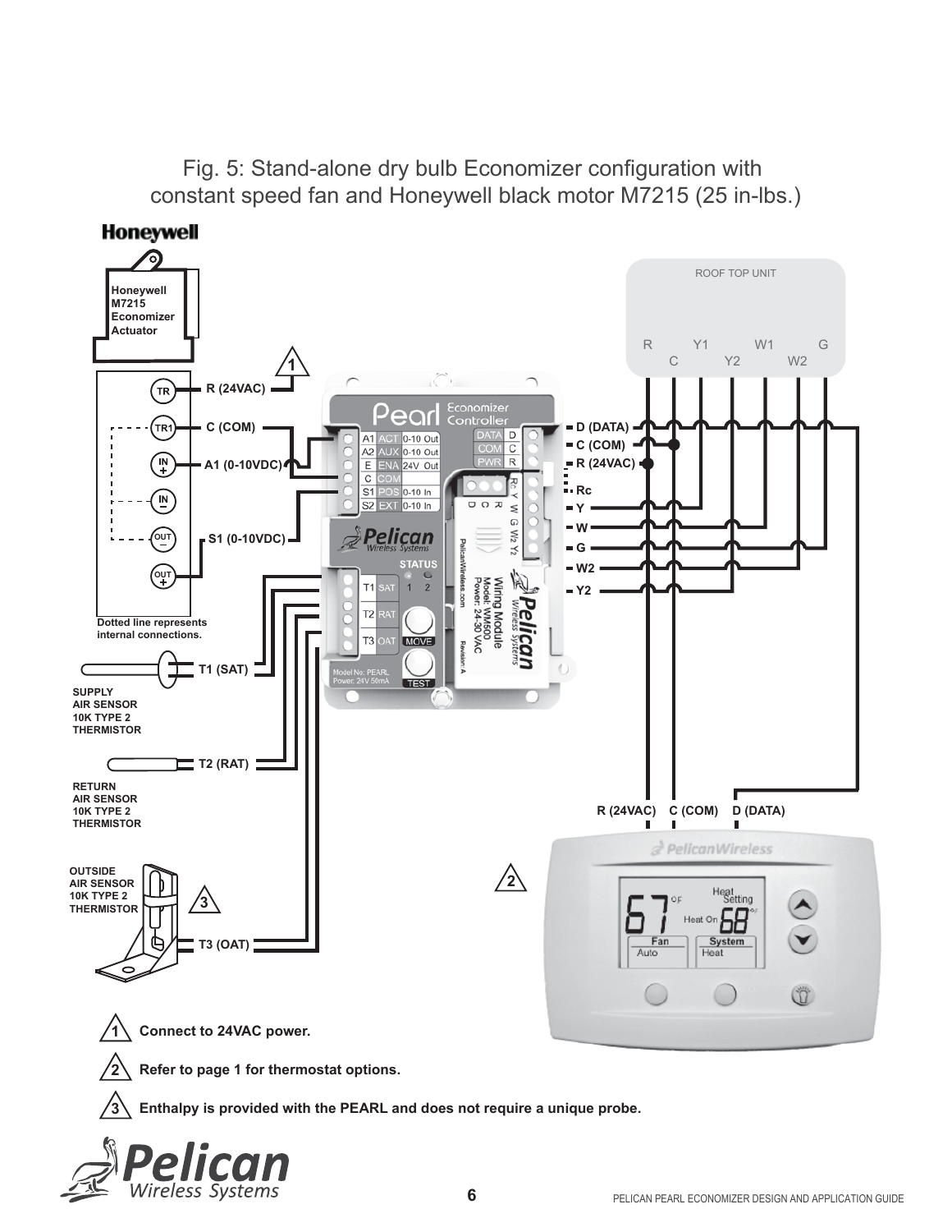# Fig. 5: Stand-alone dry bulb Economizer configuration with constant speed fan and Honeywell black motor M7215 (25 in-lbs.)

Honeywell

Honeywell M7215 Economizer Actuator

TR — R (24VAC)

TR1 — C (COM)

IN+ — A1 (0-10VDC)

IN−

OUT−

OUT+ — S1 (0-10VDC)

Dotted line represents internal connections.

T1 (SAT) — SUPPLY AIR SENSOR 10K TYPE 2 THERMISTOR

T2 (RAT) — RETURN AIR SENSOR 10K TYPE 2 THERMISTOR

T3 (OAT) — OUTSIDE AIR SENSOR 10K TYPE 2 THERMISTOR

ROOF TOP UNIT: R, C, Y1, Y2, W1, W2, G

D (DATA), C (COM), R (24VAC), Rc, Y, W, G, W2, Y2

Thermostat: R (24VAC), C (COM), D (DATA)

1. Connect to 24VAC power.
2. Refer to page 1 for thermostat options.
3. Enthalpy is provided with the PEARL and does not require a unique probe.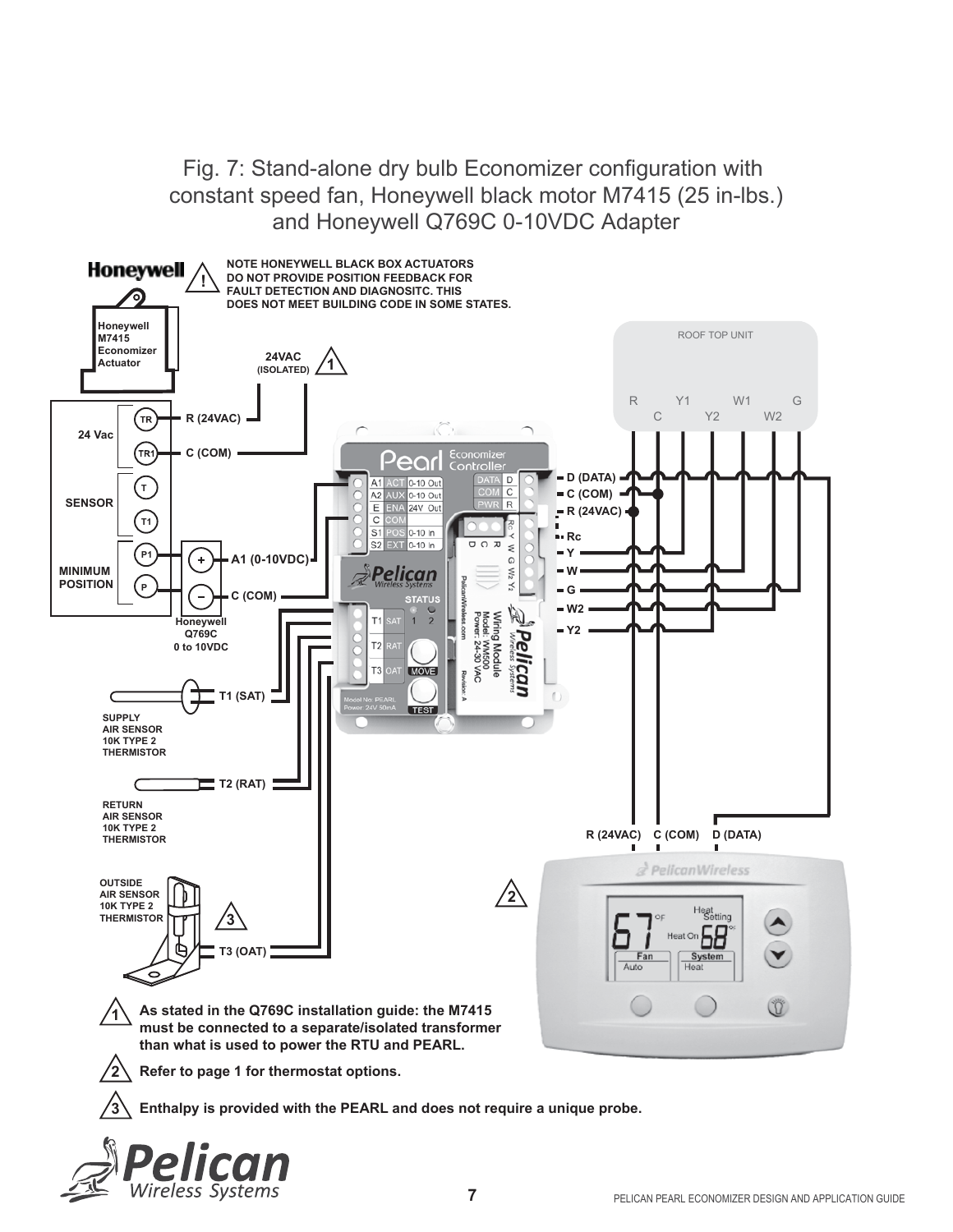Fig. 7: Stand-alone dry bulb Economizer configuration with constant speed fan, Honeywell black motor M7415 (25 in-lbs.) and Honeywell Q769C 0-10VDC Adapter

NOTE HONEYWELL BLACK BOX ACTUATORS DO NOT PROVIDE POSITION FEEDBACK FOR FAULT DETECTION AND DIAGNOSITC. THIS DOES NOT MEET BUILDING CODE IN SOME STATES.

Honeywell M7415 Economizer Actuator

24VAC (ISOLATED) 1

24 Vac: TR — R (24VAC); TR1 — C (COM)

SENSOR: T, T1

MINIMUM POSITION: P1, P

Honeywell Q769C 0 to 10VDC: + A1 (0-10VDC); − C (COM)

T1 (SAT) — SUPPLY AIR SENSOR 10K TYPE 2 THERMISTOR

T2 (RAT) — RETURN AIR SENSOR 10K TYPE 2 THERMISTOR

T3 (OAT) — OUTSIDE AIR SENSOR 10K TYPE 2 THERMISTOR 3

ROOF TOP UNIT: R, C, Y1, Y2, W1, W2, G

D (DATA), C (COM), R (24VAC), Rc, Y, W, G, W2, Y2

R (24VAC) C (COM) D (DATA) 2

1. As stated in the Q769C installation guide: the M7415 must be connected to a separate/isolated transformer than what is used to power the RTU and PEARL.
2. Refer to page 1 for thermostat options.
3. Enthalpy is provided with the PEARL and does not require a unique probe.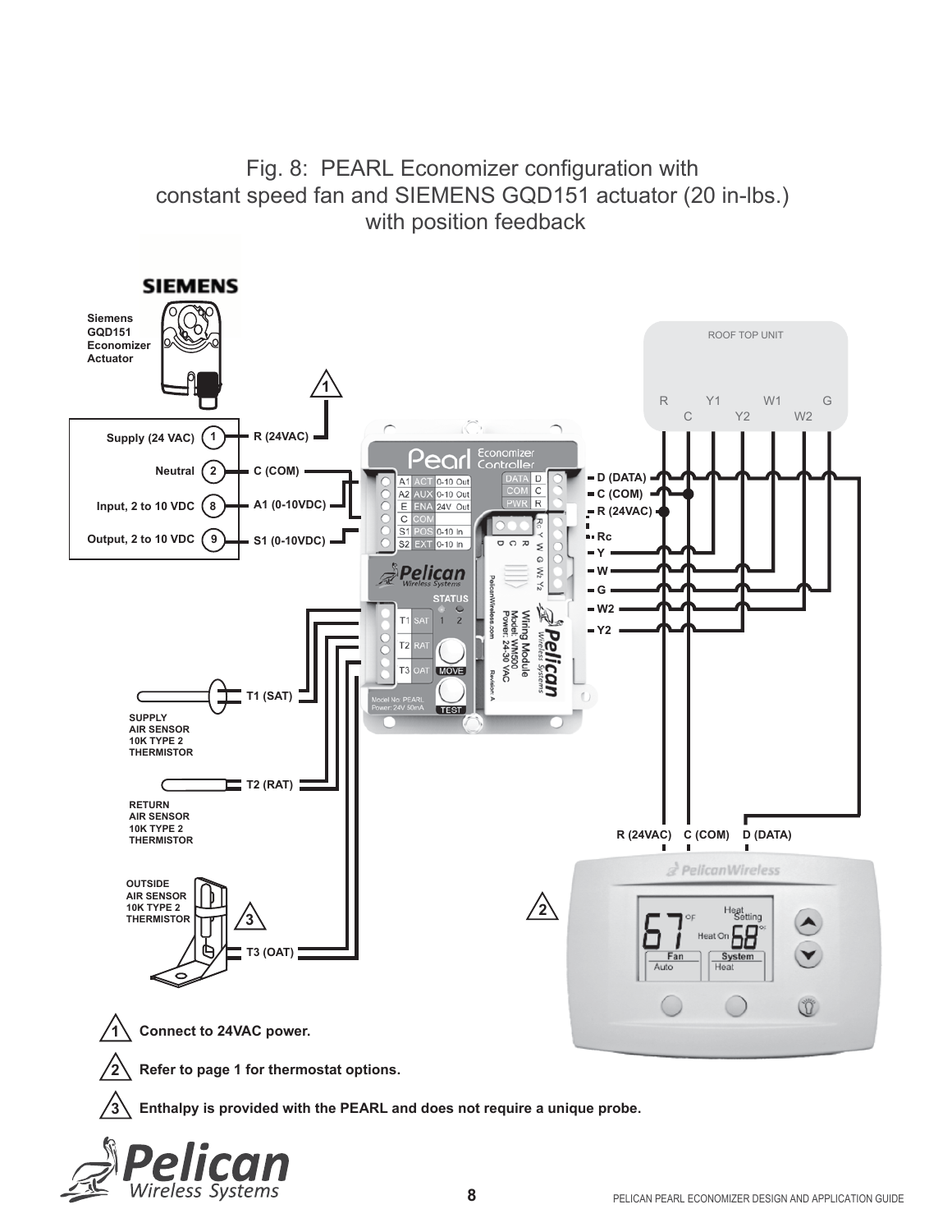# Fig. 8: PEARL Economizer configuration with constant speed fan and SIEMENS GQD151 actuator (20 in-lbs.) with position feedback

1 Connect to 24VAC power.

2 Refer to page 1 for thermostat options.

3 Enthalpy is provided with the PEARL and does not require a unique probe.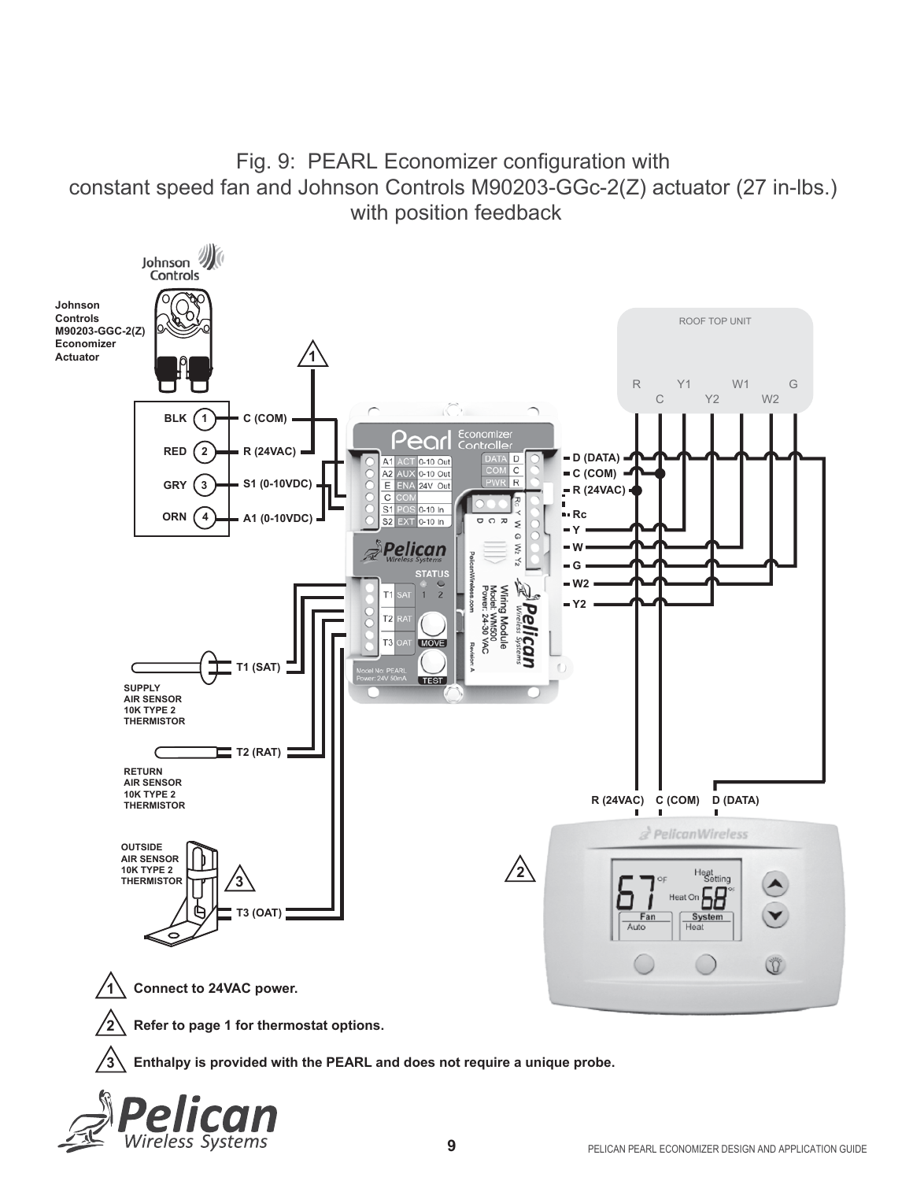Fig. 9: PEARL Economizer configuration with constant speed fan and Johnson Controls M90203-GGc-2(Z) actuator (27 in-lbs.) with position feedback

1. Connect to 24VAC power.
2. Refer to page 1 for thermostat options.
3. Enthalpy is provided with the PEARL and does not require a unique probe.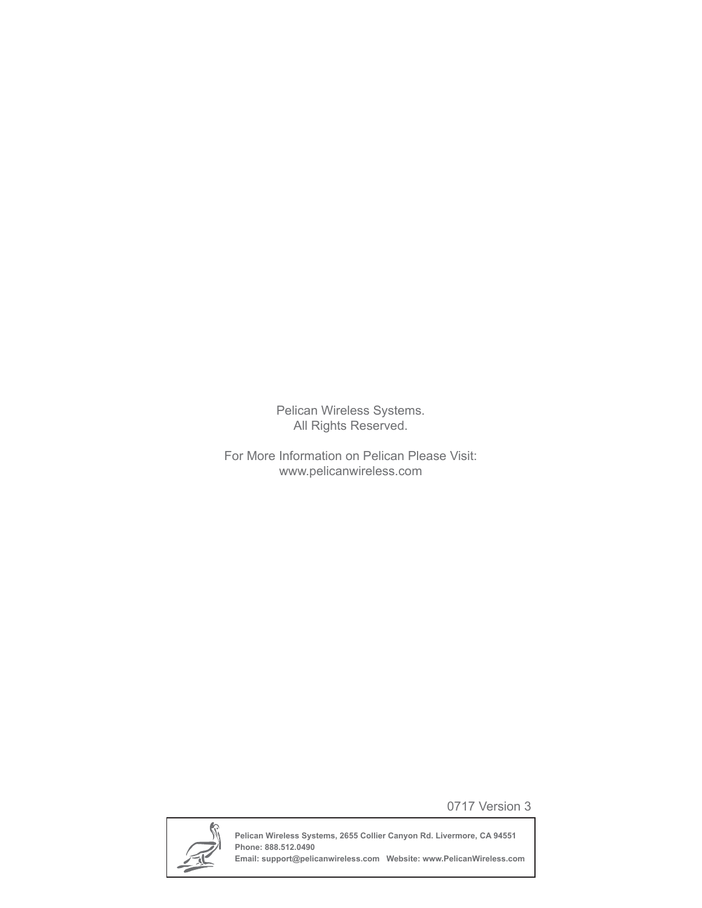Pelican Wireless Systems.
All Rights Reserved.

For More Information on Pelican Please Visit:
www.pelicanwireless.com

0717 Version 3

**Pelican Wireless Systems, 2655 Collier Canyon Rd. Livermore, CA 94551**
**Phone: 888.512.0490**
**Email: support@pelicanwireless.com Website: www.PelicanWireless.com**